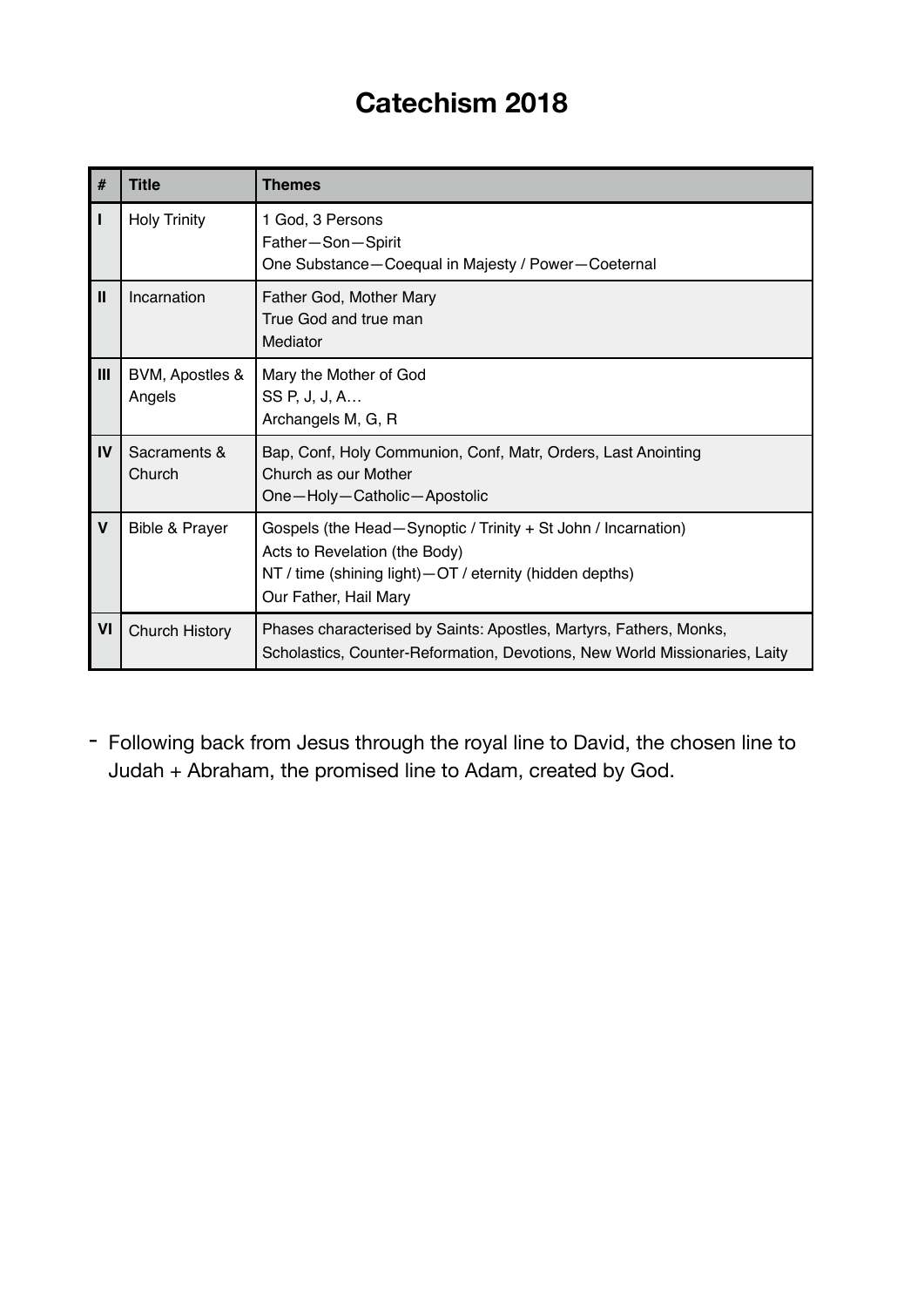# Catechism 2018

| # | Title | Themes |
|---|---|---|
| I | Holy Trinity | 1 God, 3 Persons<br>Father—Son—Spirit<br>One Substance—Coequal in Majesty / Power—Coeternal |
| II | Incarnation | Father God, Mother Mary<br>True God and true man<br>Mediator |
| III | BVM, Apostles & Angels | Mary the Mother of God<br>SS P, J, J, A…<br>Archangels M, G, R |
| IV | Sacraments & Church | Bap, Conf, Holy Communion, Conf, Matr, Orders, Last Anointing<br>Church as our Mother<br>One—Holy—Catholic—Apostolic |
| V | Bible & Prayer | Gospels (the Head—Synoptic / Trinity + St John / Incarnation)<br>Acts to Revelation (the Body)<br>NT / time (shining light)—OT / eternity (hidden depths)<br>Our Father, Hail Mary |
| VI | Church History | Phases characterised by Saints: Apostles, Martyrs, Fathers, Monks, Scholastics, Counter-Reformation, Devotions, New World Missionaries, Laity |

- Following back from Jesus through the royal line to David, the chosen line to Judah + Abraham, the promised line to Adam, created by God.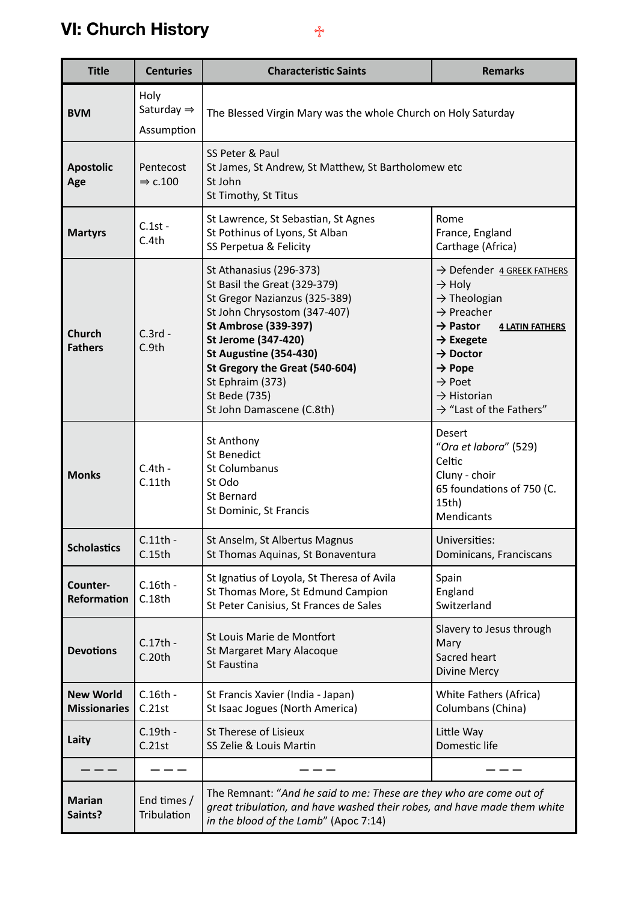# VI: Church History

☩

| Title | Centuries | Characteristic Saints | Remarks |
|---|---|---|---|
| **BVM** | Holy Saturday ⇒ Assumption | The Blessed Virgin Mary was the whole Church on Holy Saturday | |
| **Apostolic Age** | Pentecost ⇒ c.100 | SS Peter & Paul<br>St James, St Andrew, St Matthew, St Bartholomew etc<br>St John<br>St Timothy, St Titus | |
| **Martyrs** | C.1st - C.4th | St Lawrence, St Sebastian, St Agnes<br>St Pothinus of Lyons, St Alban<br>SS Perpetua & Felicity | Rome<br>France, England<br>Carthage (Africa) |
| **Church Fathers** | C.3rd - C.9th | St Athanasius (296-373)<br>St Basil the Great (329-379)<br>St Gregor Nazianzus (325-389)<br>St John Chrysostom (347-407)<br>**St Ambrose (339-397)**<br>**St Jerome (347-420)**<br>**St Augustine (354-430)**<br>**St Gregory the Great (540-604)**<br>St Ephraim (373)<br>St Bede (735)<br>St John Damascene (C.8th) | → Defender 4 GREEK FATHERS<br>→ Holy<br>→ Theologian<br>→ Preacher<br>**→ Pastor** **4 LATIN FATHERS**<br>**→ Exegete**<br>**→ Doctor**<br>**→ Pope**<br>→ Poet<br>→ Historian<br>→ "Last of the Fathers" |
| **Monks** | C.4th - C.11th | St Anthony<br>St Benedict<br>St Columbanus<br>St Odo<br>St Bernard<br>St Dominic, St Francis | Desert<br>"*Ora et labora*" (529)<br>Celtic<br>Cluny - choir<br>65 foundations of 750 (C. 15th)<br>Mendicants |
| **Scholastics** | C.11th - C.15th | St Anselm, St Albertus Magnus<br>St Thomas Aquinas, St Bonaventura | Universities:<br>Dominicans, Franciscans |
| **Counter-Reformation** | C.16th - C.18th | St Ignatius of Loyola, St Theresa of Avila<br>St Thomas More, St Edmund Campion<br>St Peter Canisius, St Frances de Sales | Spain<br>England<br>Switzerland |
| **Devotions** | C.17th - C.20th | St Louis Marie de Montfort<br>St Margaret Mary Alacoque<br>St Faustina | Slavery to Jesus through Mary<br>Sacred heart<br>Divine Mercy |
| **New World Missionaries** | C.16th - C.21st | St Francis Xavier (India - Japan)<br>St Isaac Jogues (North America) | White Fathers (Africa)<br>Columbans (China) |
| **Laity** | C.19th - C.21st | St Therese of Lisieux<br>SS Zelie & Louis Martin | Little Way<br>Domestic life |
| — — — | — — — | — — — | — — — |
| **Marian Saints?** | End times / Tribulation | The Remnant: "*And he said to me: These are they who are come out of great tribulation, and have washed their robes, and have made them white in the blood of the Lamb*" (Apoc 7:14) | |